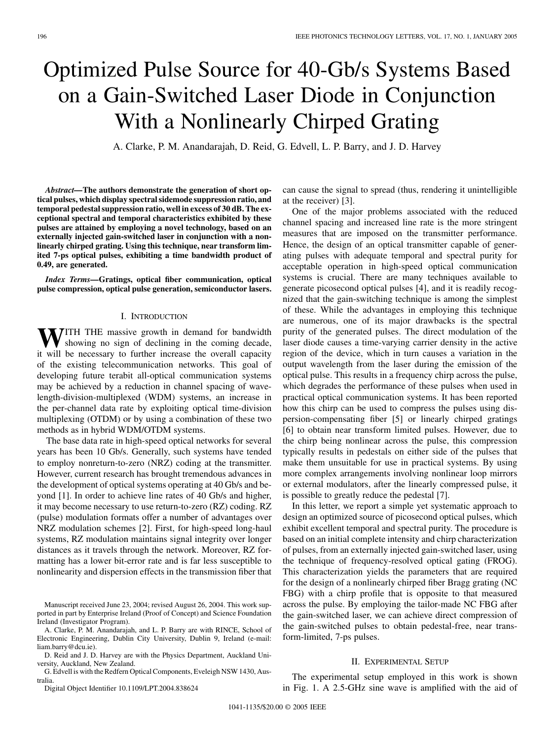# Optimized Pulse Source for 40-Gb/s Systems Based on a Gain-Switched Laser Diode in Conjunction With a Nonlinearly Chirped Grating

A. Clarke, P. M. Anandarajah, D. Reid, G. Edvell, L. P. Barry, and J. D. Harvey

***Abstract*—The authors demonstrate the generation of short optical pulses, which display spectral sidemode suppression ratio, and temporal pedestal suppression ratio, well in excess of 30 dB. The exceptional spectral and temporal characteristics exhibited by these pulses are attained by employing a novel technology, based on an externally injected gain-switched laser in conjunction with a nonlinearly chirped grating. Using this technique, near transform limited 7-ps optical pulses, exhibiting a time bandwidth product of 0.49, are generated.**

***Index Terms*—Gratings, optical fiber communication, optical pulse compression, optical pulse generation, semiconductor lasers.**

## I. Introduction

With the massive growth in demand for bandwidth showing no sign of declining in the coming decade, it will be necessary to further increase the overall capacity of the existing telecommunication networks. This goal of developing future terabit all-optical communication systems may be achieved by a reduction in channel spacing of wavelength-division-multiplexed (WDM) systems, an increase in the per-channel data rate by exploiting optical time-division multiplexing (OTDM) or by using a combination of these two methods as in hybrid WDM/OTDM systems.

The base data rate in high-speed optical networks for several years has been 10 Gb/s. Generally, such systems have tended to employ nonreturn-to-zero (NRZ) coding at the transmitter. However, current research has brought tremendous advances in the development of optical systems operating at 40 Gb/s and beyond [1]. In order to achieve line rates of 40 Gb/s and higher, it may become necessary to use return-to-zero (RZ) coding. RZ (pulse) modulation formats offer a number of advantages over NRZ modulation schemes [2]. First, for high-speed long-haul systems, RZ modulation maintains signal integrity over longer distances as it travels through the network. Moreover, RZ formatting has a lower bit-error rate and is far less susceptible to nonlinearity and dispersion effects in the transmission fiber that can cause the signal to spread (thus, rendering it unintelligible at the receiver) [3].

One of the major problems associated with the reduced channel spacing and increased line rate is the more stringent measures that are imposed on the transmitter performance. Hence, the design of an optical transmitter capable of generating pulses with adequate temporal and spectral purity for acceptable operation in high-speed optical communication systems is crucial. There are many techniques available to generate picosecond optical pulses [4], and it is readily recognized that the gain-switching technique is among the simplest of these. While the advantages in employing this technique are numerous, one of its major drawbacks is the spectral purity of the generated pulses. The direct modulation of the laser diode causes a time-varying carrier density in the active region of the device, which in turn causes a variation in the output wavelength from the laser during the emission of the optical pulse. This results in a frequency chirp across the pulse, which degrades the performance of these pulses when used in practical optical communication systems. It has been reported how this chirp can be used to compress the pulses using dispersion-compensating fiber [5] or linearly chirped gratings [6] to obtain near transform limited pulses. However, due to the chirp being nonlinear across the pulse, this compression typically results in pedestals on either side of the pulses that make them unsuitable for use in practical systems. By using more complex arrangements involving nonlinear loop mirrors or external modulators, after the linearly compressed pulse, it is possible to greatly reduce the pedestal [7].

In this letter, we report a simple yet systematic approach to design an optimized source of picosecond optical pulses, which exhibit excellent temporal and spectral purity. The procedure is based on an initial complete intensity and chirp characterization of pulses, from an externally injected gain-switched laser, using the technique of frequency-resolved optical gating (FROG). This characterization yields the parameters that are required for the design of a nonlinearly chirped fiber Bragg grating (NC FBG) with a chirp profile that is opposite to that measured across the pulse. By employing the tailor-made NC FBG after the gain-switched laser, we can achieve direct compression of the gain-switched pulses to obtain pedestal-free, near transform-limited, 7-ps pulses.

## II. Experimental Setup

The experimental setup employed in this work is shown in Fig. 1. A 2.5-GHz sine wave is amplified with the aid of

---

Manuscript received June 23, 2004; revised August 26, 2004. This work supported in part by Enterprise Ireland (Proof of Concept) and Science Foundation Ireland (Investigator Program).

A. Clarke, P. M. Anandarajah, and L. P. Barry are with RINCE, School of Electronic Engineering, Dublin City University, Dublin 9, Ireland (e-mail: liam.barry@dcu.ie).

D. Reid and J. D. Harvey are with the Physics Department, Auckland University, Auckland, New Zealand.

G. Edvell is with the Redfern Optical Components, Eveleigh NSW 1430, Australia.

Digital Object Identifier 10.1109/LPT.2004.838624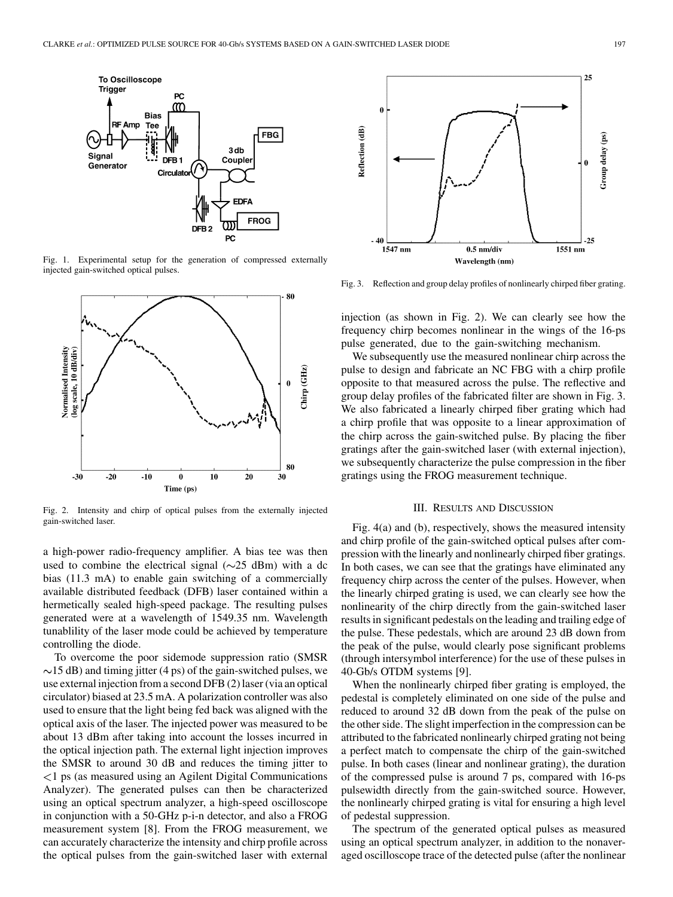Fig. 1. Experimental setup for the generation of compressed externally injected gain-switched optical pulses.

Fig. 2. Intensity and chirp of optical pulses from the externally injected gain-switched laser.

a high-power radio-frequency amplifier. A bias tee was then used to combine the electrical signal (~25 dBm) with a dc bias (11.3 mA) to enable gain switching of a commercially available distributed feedback (DFB) laser contained within a hermetically sealed high-speed package. The resulting pulses generated were at a wavelength of 1549.35 nm. Wavelength tunablility of the laser mode could be achieved by temperature controlling the diode.

To overcome the poor sidemode suppression ratio (SMSR ~15 dB) and timing jitter (4 ps) of the gain-switched pulses, we use external injection from a second DFB (2) laser (via an optical circulator) biased at 23.5 mA. A polarization controller was also used to ensure that the light being fed back was aligned with the optical axis of the laser. The injected power was measured to be about 13 dBm after taking into account the losses incurred in the optical injection path. The external light injection improves the SMSR to around 30 dB and reduces the timing jitter to <1 ps (as measured using an Agilent Digital Communications Analyzer). The generated pulses can then be characterized using an optical spectrum analyzer, a high-speed oscilloscope in conjunction with a 50-GHz p-i-n detector, and also a FROG measurement system [8]. From the FROG measurement, we can accurately characterize the intensity and chirp profile across the optical pulses from the gain-switched laser with external injection (as shown in Fig. 2). We can clearly see how the frequency chirp becomes nonlinear in the wings of the 16-ps pulse generated, due to the gain-switching mechanism.

We subsequently use the measured nonlinear chirp across the pulse to design and fabricate an NC FBG with a chirp profile opposite to that measured across the pulse. The reflective and group delay profiles of the fabricated filter are shown in Fig. 3. We also fabricated a linearly chirped fiber grating which had a chirp profile that was opposite to a linear approximation of the chirp across the gain-switched pulse. By placing the fiber gratings after the gain-switched laser (with external injection), we subsequently characterize the pulse compression in the fiber gratings using the FROG measurement technique.

Fig. 3. Reflection and group delay profiles of nonlinearly chirped fiber grating.

## III. Results and Discussion

Fig. 4(a) and (b), respectively, shows the measured intensity and chirp profile of the gain-switched optical pulses after compression with the linearly and nonlinearly chirped fiber gratings. In both cases, we can see that the gratings have eliminated any frequency chirp across the center of the pulses. However, when the linearly chirped grating is used, we can clearly see how the nonlinearity of the chirp directly from the gain-switched laser results in significant pedestals on the leading and trailing edge of the pulse. These pedestals, which are around 23 dB down from the peak of the pulse, would clearly pose significant problems (through intersymbol interference) for the use of these pulses in 40-Gb/s OTDM systems [9].

When the nonlinearly chirped fiber grating is employed, the pedestal is completely eliminated on one side of the pulse and reduced to around 32 dB down from the peak of the pulse on the other side. The slight imperfection in the compression can be attributed to the fabricated nonlinearly chirped grating not being a perfect match to compensate the chirp of the gain-switched pulse. In both cases (linear and nonlinear grating), the duration of the compressed pulse is around 7 ps, compared with 16-ps pulsewidth directly from the gain-switched source. However, the nonlinearly chirped grating is vital for ensuring a high level of pedestal suppression.

The spectrum of the generated optical pulses as measured using an optical spectrum analyzer, in addition to the nonaveraged oscilloscope trace of the detected pulse (after the nonlinear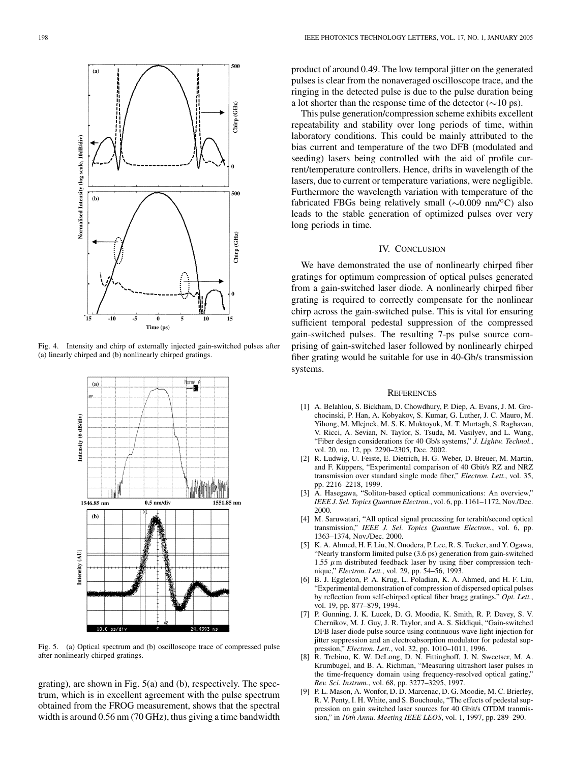(a)

500

Chirp (GHz)

0

Normalised Intensity (log scale, 10dB/div)

(b)

500

Chirp (GHz)

0

-15 -10 -5 0 5 10 15

Time (ps)

Fig. 4. Intensity and chirp of externally injected gain-switched pulses after (a) linearly chirped and (b) nonlinearly chirped gratings.

(a)

Norm A

Intensity (6 dB/div)

1546.85 nm 0.5 nm/div 1551.85 nm

(b)

Intensity (AU)

10.0 ps/div 24.4393 ns

Fig. 5. (a) Optical spectrum and (b) oscilloscope trace of compressed pulse after nonlinearly chirped gratings.

grating), are shown in Fig. 5(a) and (b), respectively. The spectrum, which is in excellent agreement with the pulse spectrum obtained from the FROG measurement, shows that the spectral width is around 0.56 nm (70 GHz), thus giving a time bandwidth product of around 0.49. The low temporal jitter on the generated pulses is clear from the nonaveraged oscilloscope trace, and the ringing in the detected pulse is due to the pulse duration being a lot shorter than the response time of the detector (~10 ps).

This pulse generation/compression scheme exhibits excellent repeatability and stability over long periods of time, within laboratory conditions. This could be mainly attributed to the bias current and temperature of the two DFB (modulated and seeding) lasers being controlled with the aid of profile current/temperature controllers. Hence, drifts in wavelength of the lasers, due to current or temperature variations, were negligible. Furthermore the wavelength variation with temperature of the fabricated FBGs being relatively small (~0.009 nm/°C) also leads to the stable generation of optimized pulses over very long periods in time.

## IV. Conclusion

We have demonstrated the use of nonlinearly chirped fiber gratings for optimum compression of optical pulses generated from a gain-switched laser diode. A nonlinearly chirped fiber grating is required to correctly compensate for the nonlinear chirp across the gain-switched pulse. This is vital for ensuring sufficient temporal pedestal suppression of the compressed gain-switched pulses. The resulting 7-ps pulse source comprising of gain-switched laser followed by nonlinearly chirped fiber grating would be suitable for use in 40-Gb/s transmission systems.

## References

[1] A. Belahlou, S. Bickham, D. Chowdhury, P. Diep, A. Evans, J. M. Grochocinski, P. Han, A. Kobyakov, S. Kumar, G. Luther, J. C. Mauro, M. Yihong, M. Mlejnek, M. S. K. Muktoyuk, M. T. Murtagh, S. Raghavan, V. Ricci, A. Sevian, N. Taylor, S. Tsuda, M. Vasilyev, and L. Wang, "Fiber design considerations for 40 Gb/s systems," *J. Lightw. Technol.*, vol. 20, no. 12, pp. 2290–2305, Dec. 2002.

[2] R. Ludwig, U. Feiste, E. Dietrich, H. G. Weber, D. Breuer, M. Martin, and F. Küppers, "Experimental comparison of 40 Gbit/s RZ and NRZ transmission over standard single mode fiber," *Electron. Lett.*, vol. 35, pp. 2216–2218, 1999.

[3] A. Hasegawa, "Soliton-based optical communications: An overview," *IEEE J. Sel. Topics Quantum Electron.*, vol. 6, pp. 1161–1172, Nov./Dec. 2000.

[4] M. Saruwatari, "All optical signal processing for terabit/second optical transmission," *IEEE J. Sel. Topics Quantum Electron.*, vol. 6, pp. 1363–1374, Nov./Dec. 2000.

[5] K. A. Ahmed, H. F. Liu, N. Onodera, P. Lee, R. S. Tucker, and Y. Ogawa, "Nearly transform limited pulse (3.6 ps) generation from gain-switched 1.55 $\mu$m distributed feedback laser by using fiber compression technique," *Electron. Lett.*, vol. 29, pp. 54–56, 1993.

[6] B. J. Eggleton, P. A. Krug, L. Poladian, K. A. Ahmed, and H. F. Liu, "Experimental demonstration of compression of dispersed optical pulses by reflection from self-chirped optical fiber bragg gratings," *Opt. Lett.*, vol. 19, pp. 877–879, 1994.

[7] P. Gunning, J. K. Lucek, D. G. Moodie, K. Smith, R. P. Davey, S. V. Chernikov, M. J. Guy, J. R. Taylor, and A. S. Siddiqui, "Gain-switched DFB laser diode pulse source using continuous wave light injection for jitter suppression and an electroabsorption modulator for pedestal suppression," *Electron. Lett.*, vol. 32, pp. 1010–1011, 1996.

[8] R. Trebino, K. W. DeLong, D. N. Fittinghoff, J. N. Sweetser, M. A. Krumbugel, and B. A. Richman, "Measuring ultrashort laser pulses in the time-frequency domain using frequency-resolved optical gating," *Rev. Sci. Instrum.*, vol. 68, pp. 3277–3295, 1997.

[9] P. L. Mason, A. Wonfor, D. D. Marcenac, D. G. Moodie, M. C. Brierley, R. V. Penty, I. H. White, and S. Bouchoule, "The effects of pedestal suppression on gain switched laser sources for 40 Gbit/s OTDM tranmission," in *10th Annu. Meeting IEEE LEOS*, vol. 1, 1997, pp. 289–290.